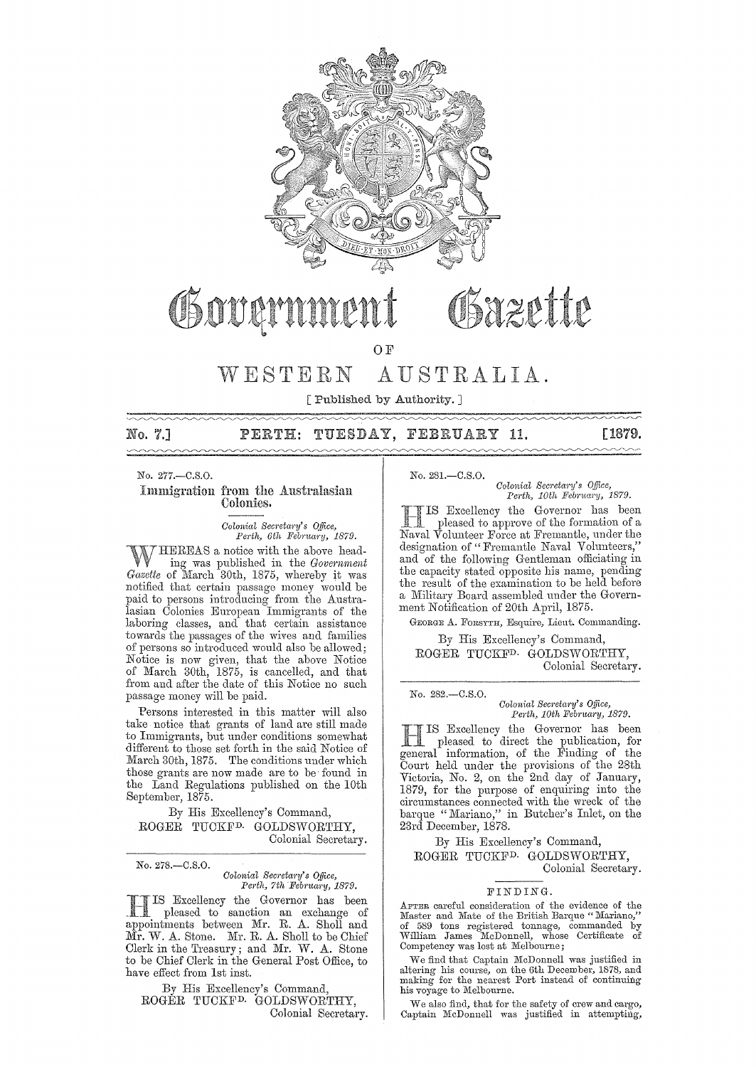# Government Gazette

OF

# WESTERN AUSTRALIA.

[ Published by Authority. ]

**No. 7.] PERTH: TUESDAY, FEBRUARY 11. [1879.**

No. 277.—C.S.O.

## Immigration from the Australasian Colonies.

*Colonial Secretary's Office,*
*Perth, 6th February, 1879.*

WHEREAS a notice with the above heading was published in the *Government Gazette* of March 30th, 1875, whereby it was notified that certain passage money would be paid to persons introducing from the Australasian Colonies European Immigrants of the laboring classes, and that certain assistance towards the passages of the wives and families of persons so introduced would also be allowed; Notice is now given, that the above Notice of March 30th, 1875, is cancelled, and that from and after the date of this Notice no such passage money will be paid.

Persons interested in this matter will also take notice that grants of land are still made to Immigrants, but under conditions somewhat different to those set forth in the said Notice of March 30th, 1875. The conditions under which those grants are now made are to be found in the Land Regulations published on the 10th September, 1875.

By His Excellency's Command,
ROGER TUCKFD. GOLDSWORTHY,
Colonial Secretary.

---

No. 278.—C.S.O.

*Colonial Secretary's Office,*
*Perth, 7th February, 1879.*

HIS Excellency the Governor has been pleased to sanction an exchange of appointments between Mr. R. A. Sholl and Mr. W. A. Stone. Mr. R. A. Sholl to be Chief Clerk in the Treasury; and Mr. W. A. Stone to be Chief Clerk in the General Post Office, to have effect from 1st inst.

By His Excellency's Command,
ROGER TUCKFD. GOLDSWORTHY,
Colonial Secretary.

---

No. 281.—C.S.O.

*Colonial Secretary's Office,*
*Perth, 10th February, 1879.*

HIS Excellency the Governor has been pleased to approve of the formation of a Naval Volunteer Force at Fremantle, under the designation of "Fremantle Naval Volunteers," and of the following Gentleman officiating in the capacity stated opposite his name, pending the result of the examination to be held before a Military Board assembled under the Government Notification of 20th April, 1875.

GEORGE A. FORSYTH, Esquire, Lieut. Commanding.

By His Excellency's Command,
ROGER TUCKFD. GOLDSWORTHY,
Colonial Secretary.

---

No. 282.—C.S.O.

*Colonial Secretary's Office,*
*Perth, 10th February, 1879.*

HIS Excellency the Governor has been pleased to direct the publication, for general information, of the Finding of the Court held under the provisions of the 28th Victoria, No. 2, on the 2nd day of January, 1879, for the purpose of enquiring into the circumstances connected with the wreck of the barque "Mariano," in Butcher's Inlet, on the 23rd December, 1878.

By His Excellency's Command,
ROGER TUCKFD. GOLDSWORTHY,
Colonial Secretary.

### FINDING.

AFTER careful consideration of the evidence of the Master and Mate of the British Barque "Mariano," of 589 tons registered tonnage, commanded by William James McDonnell, whose Certificate of Competency was lost at Melbourne;

We find that Captain McDonnell was justified in altering his course, on the 6th December, 1878, and making for the nearest Port instead of continuing his voyage to Melbourne.

We also find, that for the safety of crew and cargo, Captain McDonnell was justified in attempting,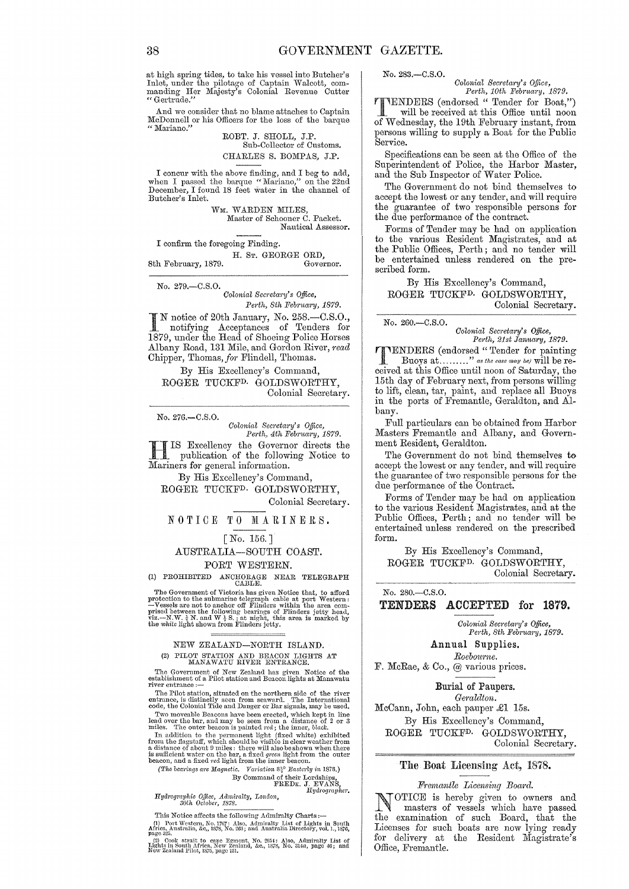at high spring tides, to take his vessel into Butcher's Inlet, under the pilotage of Captain Walcott, commanding Her Majesty's Colonial Revenue Cutter "Gertrude."

And we consider that no blame attaches to Captain McDonnell or his Officers for the loss of the barque "Mariano."

ROBT. J. SHOLL, J.P.
Sub-Collector of Customs.
CHARLES S. BOMPAS, J.P.

I concur with the above finding, and I beg to add, when I passed the barque "Mariano," on the 22nd December, I found 18 feet water in the channel of Butcher's Inlet.

WM. WARDEN MILES,
Master of Schooner C. Packet.
Nautical Assessor.

I confirm the foregoing Finding.

H. ST. GEORGE ORD,
Governor.

8th February, 1879.

---

No. 279.—C.S.O.

*Colonial Secretary's Office,*
*Perth, 8th February, 1879.*

IN notice of 20th January, No. 258.—C.S.O., notifying Acceptances of Tenders for 1879, under the Head of Shoeing Police Horses Albany Road, 131 Mile, and Gordon River, *read* Chipper, Thomas, *for* Flindell, Thomas.

By His Excellency's Command,
ROGER TUCKFD. GOLDSWORTHY,
Colonial Secretary.

---

No. 276.—C.S.O.

*Colonial Secretary's Office,*
*Perth, 4th February, 1879.*

HIS Excellency the Governor directs the publication of the following Notice to Mariners for general information.

By His Excellency's Command,
ROGER TUCKFD. GOLDSWORTHY,
Colonial Secretary.

## NOTICE TO MARINERS.

[No. 156.]

### AUSTRALIA—SOUTH COAST.

### PORT WESTERN.

(1) PROHIBITED ANCHORAGE NEAR TELEGRAPH CABLE.

The Government of Victoria has given Notice that, to afford protection to the submarine telegraph cable at port Western:—Vessels are not to anchor off Flinders within the area comprised between the following bearings of Flinders jetty head, viz.—N.W. ¾ N. and W ½ S.; at night, this area is marked by the *white* light shown from Flinders jetty.

### NEW ZEALAND—NORTH ISLAND.

(2) PILOT STATION AND BEACON LIGHTS AT MANAWATU RIVER ENTRANCE.

The Government of New Zealand has given Notice of the establishment of a Pilot station and Beacon lights at Manawatu river entrance:—

The Pilot station, situated on the northern side of the river entrance, is distinctly seen from seaward. The International code, the Colonial Tide and Danger or Bar signals, may be used.

Two moveable Beacons have been erected, which kept in line lead over the bar, and may be seen from a distance of 2 or 3 miles. The outer beacon is painted *red*; the inner, *black*.

In addition to the permanent light (fixed white) exhibited from the flagstaff, which should be visible in clear weather from a distance of about 9 miles: there will also be shown when there is sufficient water on the bar, a fixed *green* light from the outer beacon, and a fixed *red* light from the inner beacon.

*(The bearings are Magnetic. Variation 8½° Easterly in 1878.)*

By Command of their Lordships,
FREDK. J. EVANS,
Hydrographer.

*Hydrographic Office, Admiralty, London,*
*30th October, 1878.*

This Notice affects the following Admiralty Charts:—

(1) Port Western, No. 1707: Also, Admiralty List of Lights in South Africa, Australia, &c., 1878, No. 263; and Australia Directory, vol. I., 1876, page 325.

(2) Cook strait to cape Egmont, No. 2054: Also, Admiralty List of Lights in South Africa, New Zealand, &c., 1878, No. 314a, page 40; and New Zealand Pilot, 1875, page 131.

---

No. 283.—C.S.O.

*Colonial Secretary's Office,*
*Perth, 10th February, 1879.*

TENDERS (endorsed "Tender for Boat,") will be received at this Office until noon of Wednesday, the 19th February instant, from persons willing to supply a Boat for the Public Service.

Specifications can be seen at the Office of the Superintendent of Police, the Harbor Master, and the Sub Inspector of Water Police.

The Government do not bind themselves to accept the lowest or any tender, and will require the guarantee of two responsible persons for the due performance of the contract.

Forms of Tender may be had on application to the various Resident Magistrates, and at the Public Offices, Perth; and no tender will be entertained unless rendered on the prescribed form.

By His Excellency's Command,
ROGER TUCKFD. GOLDSWORTHY,
Colonial Secretary.

---

No. 260.—C.S.O.

*Colonial Secretary's Office,*
*Perth, 21st January, 1879.*

TENDERS (endorsed "Tender for painting Buoys at........." *as the case may be)* will be received at this Office until noon of Saturday, the 15th day of February next, from persons willing to lift, clean, tar, paint, and replace all Buoys in the ports of Fremantle, Geraldton, and Albany.

Full particulars can be obtained from Harbor Masters Fremantle and Albany, and Government Resident, Geraldton.

The Government do not bind themselves to accept the lowest or any tender, and will require the guarantee of two responsible persons for the due performance of the Contract.

Forms of Tender may be had on application to the various Resident Magistrates, and at the Public Offices, Perth; and no tender will be entertained unless rendered on the prescribed form.

By His Excellency's Command,
ROGER TUCKFD. GOLDSWORTHY,
Colonial Secretary.

---

No. 280.—C.S.O.

## TENDERS ACCEPTED for 1879.

*Colonial Secretary's Office,*
*Perth, 8th February, 1879.*

**Annual Supplies.**

*Roebourne.*

F. McRae, & Co., @ various prices.

**Burial of Paupers.**

*Geraldton.*

McCann, John, each pauper £1 15s.

By His Excellency's Command,
ROGER TUCKFD. GOLDSWORTHY,
Colonial Secretary.

---

## The Boat Licensing Act, 1878.

*Fremantle Licensing Board.*

NOTICE is hereby given to owners and masters of vessels which have passed the examination of such Board, that the Licenses for such boats are now lying ready for delivery at the Resident Magistrate's Office, Fremantle.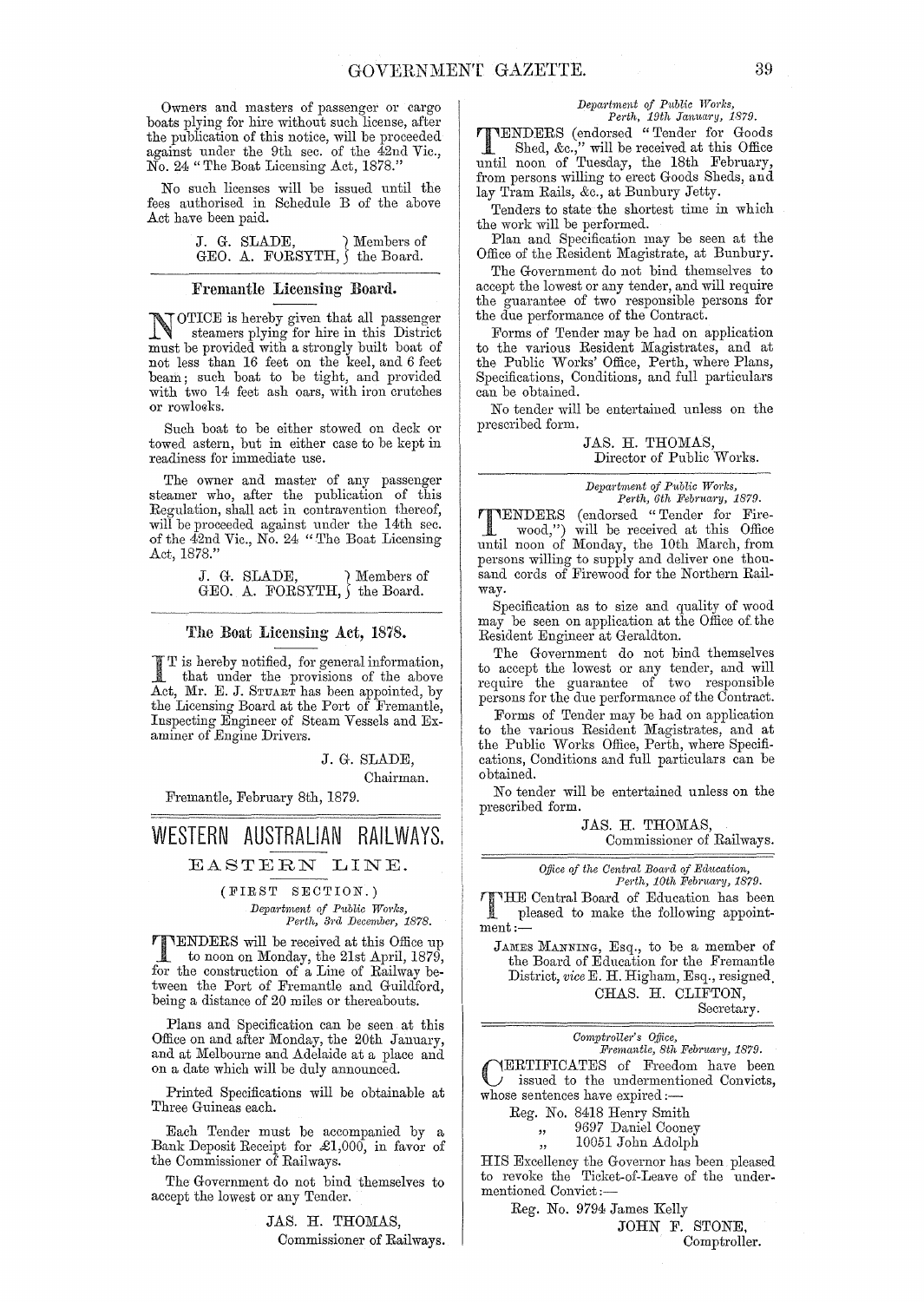Owners and masters of passenger or cargo boats plying for hire without such license, after the publication of this notice, will be proceeded against under the 9th sec. of the 42nd Vic., No. 24 "The Boat Licensing Act, 1878."

No such licenses will be issued until the fees authorised in Schedule B of the above Act have been paid.

J. G. SLADE, } Members of
GEO. A. FORSYTH, } the Board.

---

## Fremantle Licensing Board.

NOTICE is hereby given that all passenger steamers plying for hire in this District must be provided with a strongly built boat of not less than 16 feet on the keel, and 6 feet beam; such boat to be tight, and provided with two 14 feet ash oars, with iron crutches or rowlocks.

Such boat to be either stowed on deck or towed astern, but in either case to be kept in readiness for immediate use.

The owner and master of any passenger steamer who, after the publication of this Regulation, shall act in contravention thereof, will be proceeded against under the 14th sec. of the 42nd Vic., No. 24 "The Boat Licensing Act, 1878."

J. G. SLADE, } Members of
GEO. A. FORSYTH, } the Board.

---

## The Boat Licensing Act, 1878.

IT is hereby notified, for general information, that under the provisions of the above Act, Mr. E. J. STUART has been appointed, by the Licensing Board at the Port of Fremantle, Inspecting Engineer of Steam Vessels and Examiner of Engine Drivers.

J. G. SLADE,
Chairman.

Fremantle, February 8th, 1879.

---

# WESTERN AUSTRALIAN RAILWAYS.

## EASTERN LINE.

(FIRST SECTION.)

*Department of Public Works,*
*Perth, 3rd December, 1878.*

TENDERS will be received at this Office up to noon on Monday, the 21st April, 1879, for the construction of a Line of Railway between the Port of Fremantle and Guildford, being a distance of 20 miles or thereabouts.

Plans and Specification can be seen at this Office on and after Monday, the 20th January, and at Melbourne and Adelaide at a place and on a date which will be duly announced.

Printed Specifications will be obtainable at Three Guineas each.

Each Tender must be accompanied by a Bank Deposit Receipt for £1,000, in favor of the Commissioner of Railways.

The Government do not bind themselves to accept the lowest or any Tender.

JAS. H. THOMAS,
Commissioner of Railways.

---

*Department of Public Works,*
*Perth, 19th January, 1879.*

TENDERS (endorsed "Tender for Goods Shed, &c.," will be received at this Office until noon of Tuesday, the 18th February, from persons willing to erect Goods Sheds, and lay Tram Rails, &c., at Bunbury Jetty.

Tenders to state the shortest time in which the work will be performed.

Plan and Specification may be seen at the Office of the Resident Magistrate, at Bunbury.

The Government do not bind themselves to accept the lowest or any tender, and will require the guarantee of two responsible persons for the due performance of the Contract.

Forms of Tender may be had on application to the various Resident Magistrates, and at the Public Works' Office, Perth, where Plans, Specifications, Conditions, and full particulars can be obtained.

No tender will be entertained unless on the prescribed form.

JAS. H. THOMAS,
Director of Public Works.

---

*Department of Public Works,*
*Perth, 6th February, 1879.*

TENDERS (endorsed "Tender for Firewood,") will be received at this Office until noon of Monday, the 10th March, from persons willing to supply and deliver one thousand cords of Firewood for the Northern Railway.

Specification as to size and quality of wood may be seen on application at the Office of the Resident Engineer at Geraldton.

The Government do not bind themselves to accept the lowest or any tender, and will require the guarantee of two responsible persons for the due performance of the Contract.

Forms of Tender may be had on application to the various Resident Magistrates, and at the Public Works Office, Perth, where Specifications, Conditions and full particulars can be obtained.

No tender will be entertained unless on the prescribed form.

JAS. H. THOMAS,
Commissioner of Railways.

---

*Office of the Central Board of Education,*
*Perth, 10th February, 1879.*

THE Central Board of Education has been pleased to make the following appointment:—

JAMES MANNING, Esq., to be a member of the Board of Education for the Fremantle District, *vice* E. H. Higham, Esq., resigned.

CHAS. H. CLIFTON,
Secretary.

---

*Comptroller's Office,*
*Fremantle, 8th February, 1879.*

CERTIFICATES of Freedom have been issued to the undermentioned Convicts, whose sentences have expired:—

Reg. No. 8418 Henry Smith
" 9697 Daniel Cooney
" 10051 John Adolph

HIS Excellency the Governor has been pleased to revoke the Ticket-of-Leave of the undermentioned Convict:—

Reg. No. 9794 James Kelly

JOHN F. STONE,
Comptroller.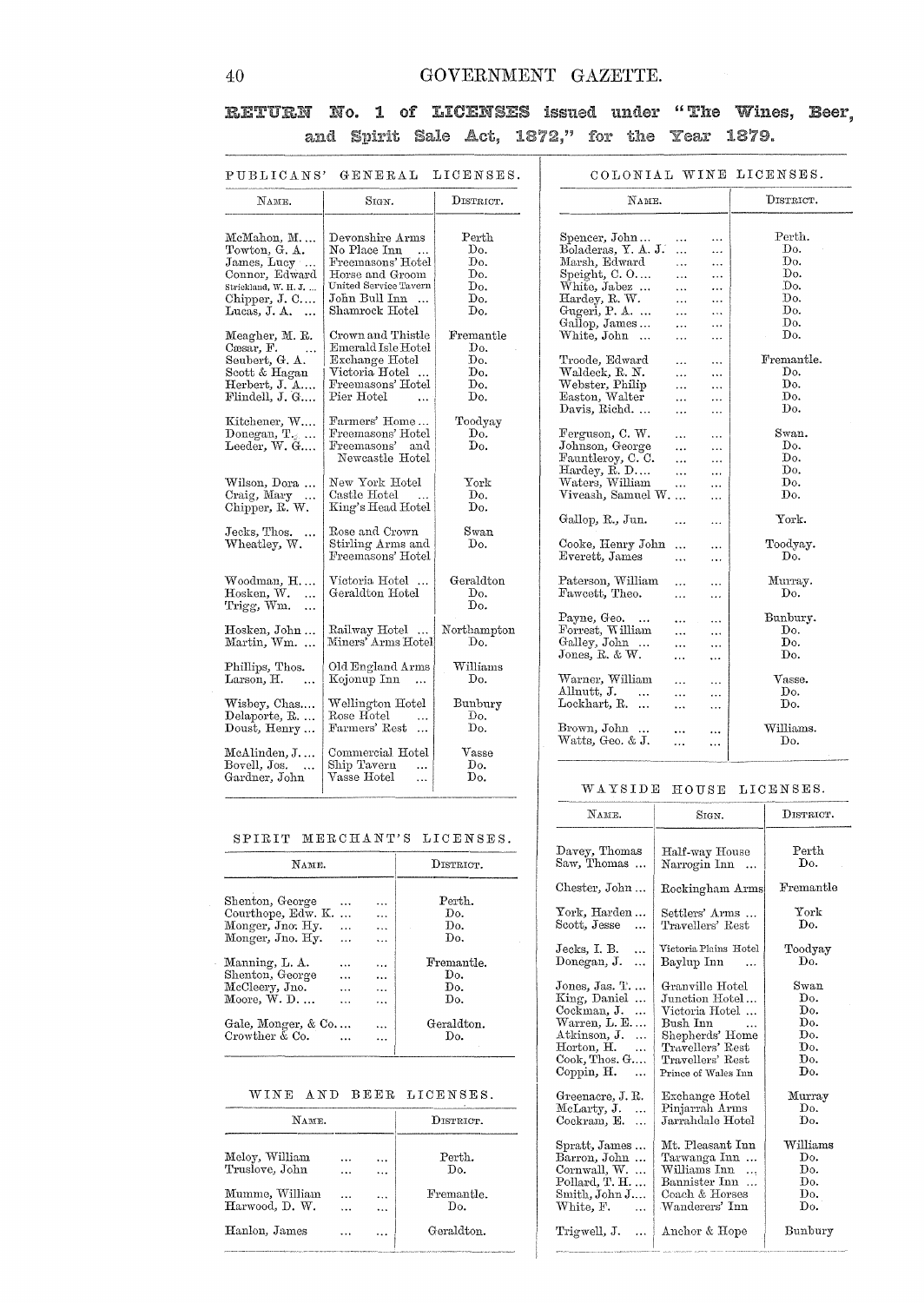# RETURN No. 1 of LICENSES issued under "The Wines, Beer, and Spirit Sale Act, 1872," for the Year 1879.

## PUBLICANS' GENERAL LICENSES.

| Name. | Sign. | District. |
|---|---|---|
| McMahon, M. ... | Devonshire Arms | Perth |
| Towton, G. A. | No Place Inn ... | Do. |
| James, Lucy ... | Freemasons' Hotel | Do. |
| Connor, Edward | Horse and Groom | Do. |
| Strickland, W. H. J. ... | United Service Tavern | Do. |
| Chipper, J. C.... | John Bull Inn ... | Do. |
| Lucas, J. A. ... | Shamrock Hotel | Do. |
| Meagher, M. R. | Crown and Thistle | Fremantle |
| Cæsar, F. ... | Emerald Isle Hotel | Do. |
| Seubert, G. A. | Exchange Hotel | Do. |
| Scott & Hagan | Victoria Hotel ... | Do. |
| Herbert, J. A.... | Freemasons' Hotel | Do. |
| Flindell, J. G.... | Pier Hotel ... | Do. |
| Kitchener, W.... | Farmers' Home ... | Toodyay |
| Donegan, T. ... | Freemasons' Hotel | Do. |
| Leeder, W. G.... | Freemasons' and Newcastle Hotel | Do. |
| Wilson, Dora ... | New York Hotel | York |
| Craig, Mary ... | Castle Hotel ... | Do. |
| Chipper, R. W. | King's Head Hotel | Do. |
| Jecks, Thos. ... | Rose and Crown | Swan |
| Wheatley, W. | Stirling Arms and Freemasons' Hotel | Do. |
| Woodman, H.... | Victoria Hotel ... | Geraldton |
| Hosken, W. ... | Geraldton Hotel | Do. |
| Trigg, Wm. ... | | Do. |
| Hosken, John ... | Railway Hotel ... | Northampton |
| Martin, Wm. ... | Miners' Arms Hotel | Do. |
| Phillips, Thos. | Old England Arms | Williams |
| Larson, H. ... | Kojonup Inn ... | Do. |
| Wisbey, Chas.... | Wellington Hotel | Bunbury |
| Delaporte, R. ... | Rose Hotel ... | Do. |
| Doust, Henry ... | Farmers' Rest ... | Do. |
| McAlinden, J.... | Commercial Hotel | Vasse |
| Bovell, Jos. ... | Ship Tavern ... | Do. |
| Gardner, John | Vasse Hotel ... | Do. |

## SPIRIT MERCHANT'S LICENSES.

| Name. | District. |
|---|---|
| Shenton, George ... ... | Perth. |
| Courthope, Edw. K. ... ... | Do. |
| Monger, Jno. Hy. ... ... | Do. |
| Monger, Jno. Hy. ... ... | Do. |
| Manning, L. A. ... ... | Fremantle. |
| Shenton, George ... ... | Do. |
| McCleery, Jno. ... ... | Do. |
| Moore, W. D. ... ... | Do. |
| Gale, Monger, & Co.... ... | Geraldton. |
| Crowther & Co. ... ... | Do. |

## WINE AND BEER LICENSES.

| Name. | District. |
|---|---|
| Meloy, William ... ... | Perth. |
| Truslove, John ... ... | Do. |
| Mumme, William ... ... | Fremantle. |
| Harwood, D. W. ... ... | Do. |
| Hanlon, James ... ... | Geraldton. |

## COLONIAL WINE LICENSES.

| Name. | District. |
|---|---|
| Spencer, John ... ... ... | Perth. |
| Boladeras, Y. A. J. ... ... | Do. |
| Marsh, Edward ... ... | Do. |
| Speight, C. O.... ... ... | Do. |
| White, Jabez ... ... ... | Do. |
| Hardey, R. W. ... ... | Do. |
| Gugeri, P. A. ... ... ... | Do. |
| Gallop, James ... ... ... | Do. |
| White, John ... ... ... | Do. |
| Troode, Edward ... ... | Fremantle. |
| Waldeck, R. N. ... ... | Do. |
| Webster, Philip ... ... | Do. |
| Easton, Walter ... ... | Do. |
| Davis, Richd. ... ... ... | Do. |
| Ferguson, C. W. ... ... | Swan. |
| Johnson, George ... ... | Do. |
| Fauntleroy, C. C. ... ... | Do. |
| Hardey, R. D.... ... ... | Do. |
| Waters, William ... ... | Do. |
| Viveash, Samuel W. ... ... | Do. |
| Gallop, R., Jun. ... ... | York. |
| Cooke, Henry John ... ... | Toodyay. |
| Everett, James ... ... | Do. |
| Paterson, William ... ... | Murray. |
| Fawcett, Theo. ... ... | Do. |
| Payne, Geo. ... ... ... | Bunbury. |
| Forrest, William ... ... | Do. |
| Galley, John ... ... ... | Do. |
| Jones, R. & W. ... ... | Do. |
| Warner, William ... ... | Vasse. |
| Allnutt, J. ... ... ... | Do. |
| Lockhart, R. ... ... ... | Do. |
| Brown, John ... ... ... | Williams. |
| Watts, Geo. & J. ... ... | Do. |

## WAYSIDE HOUSE LICENSES.

| Name. | Sign. | District. |
|---|---|---|
| Davey, Thomas | Half-way House | Perth |
| Saw, Thomas ... | Narrogin Inn ... | Do. |
| Chester, John ... | Rockingham Arms | Fremantle |
| York, Harden ... | Settlers' Arms ... | York |
| Scott, Jesse ... | Travellers' Rest | Do. |
| Jecks, I. B. ... | Victoria Plains Hotel | Toodyay |
| Donegan, J. ... | Baylup Inn ... | Do. |
| Jones, Jas. T. ... | Granville Hotel | Swan |
| King, Daniel ... | Junction Hotel ... | Do. |
| Cockman, J. ... | Victoria Hotel ... | Do. |
| Warren, L. E.... | Bush Inn ... | Do. |
| Atkinson, J. ... | Shepherds' Home | Do. |
| Horton, H. ... | Travellers' Rest | Do. |
| Cook, Thos. G.... | Travellers' Rest | Do. |
| Coppin, H. ... | Prince of Wales Inn | Do. |
| Greenacre, J. R. | Exchange Hotel | Murray |
| McLarty, J. ... | Pinjarrah Arms | Do. |
| Cockram, E. ... | Jarrahdale Hotel | Do. |
| Spratt, James ... | Mt. Pleasant Inn | Williams |
| Barron, John ... | Tarwanga Inn ... | Do. |
| Cornwall, W. ... | Williams Inn ... | Do. |
| Pollard, T. H.... | Bannister Inn ... | Do. |
| Smith, John J.... | Coach & Horses | Do. |
| White, F. ... | Wanderers' Inn | Do. |
| Trigwell, J. ... | Anchor & Hope | Bunbury |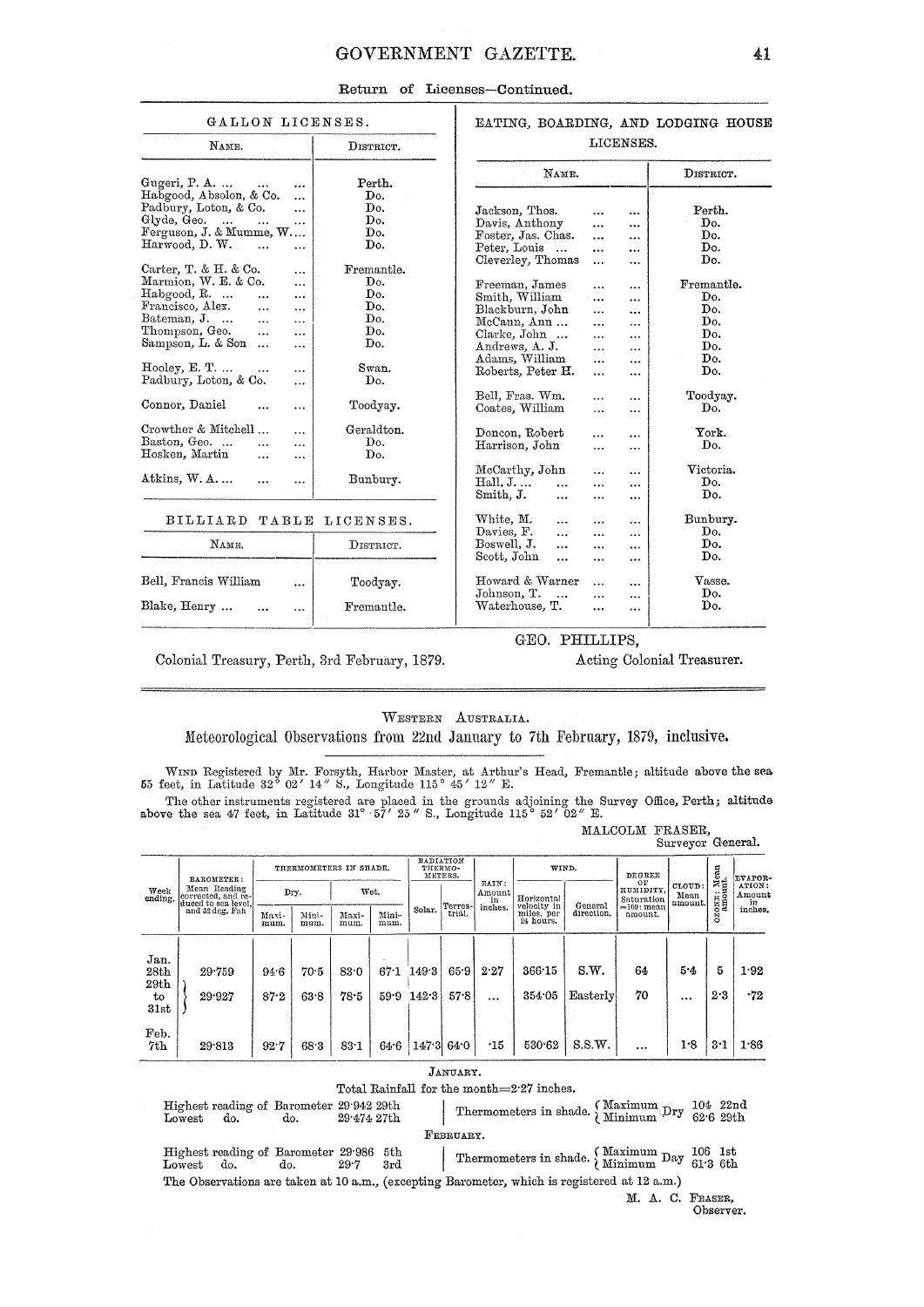Return of Licenses—Continued.

## GALLON LICENSES.

| Name. | District. |
|---|---|
| Gugeri, P. A. ... ... | Perth. |
| Habgood, Absolon, & Co. ... | Do. |
| Padbury, Loton, & Co. ... | Do. |
| Glyde, Geo. ... ... ... | Do. |
| Ferguson, J. & Mumme, W.... | Do. |
| Harwood, D. W. ... ... | Do. |
| Carter, T. & H. & Co. ... | Fremantle. |
| Marmion, W. E. & Co. ... | Do. |
| Habgood, R. ... ... ... | Do. |
| Francisco, Alex. ... ... | Do. |
| Bateman, J. ... ... ... | Do. |
| Thompson, Geo. ... ... | Do. |
| Sampson, L. & Son ... ... | Do. |
| Hooley, E. T. ... ... ... | Swan. |
| Padbury, Loton, & Co. ... | Do. |
| Connor, Daniel ... ... | Toodyay. |
| Crowther & Mitchell ... ... | Geraldton. |
| Baston, Geo. ... ... ... | Do. |
| Hosken, Martin ... ... | Do. |
| Atkins, W. A. ... ... ... | Bunbury. |

## BILLIARD TABLE LICENSES.

| Name. | District. |
|---|---|
| Bell, Francis William ... | Toodyay. |
| Blake, Henry ... ... ... | Fremantle. |

## EATING, BOARDING, AND LODGING HOUSE LICENSES.

| Name. | District. |
|---|---|
| Jackson, Thos. ... ... | Perth. |
| Davis, Anthony ... ... | Do. |
| Foster, Jas. Chas. ... ... | Do. |
| Peter, Louis ... ... ... | Do. |
| Cleverley, Thomas ... ... | Do. |
| Freeman, James ... ... | Fremantle. |
| Smith, William ... ... | Do. |
| Blackburn, John ... ... | Do. |
| McCann, Ann ... ... ... | Do. |
| Clarke, John ... ... ... | Do. |
| Andrews, A. J. ... ... | Do. |
| Adams, William ... ... | Do. |
| Roberts, Peter H. ... ... | Do. |
| Bell, Fras. Wm. ... ... | Toodyay. |
| Coates, William ... ... | Do. |
| Doncon, Robert ... ... | York. |
| Harrison, John ... ... | Do. |
| McCarthy, John ... ... | Victoria. |
| Hall, J. ... ... ... ... | Do. |
| Smith, J. ... ... ... | Do. |
| White, M. ... ... ... | Bunbury. |
| Davies, F. ... ... ... | Do. |
| Boswell, J. ... ... ... | Do. |
| Scott, John ... ... ... | Do. |
| Howard & Warner ... ... | Vasse. |
| Johnson, T. ... ... ... | Do. |
| Waterhouse, T. ... ... | Do. |

Colonial Treasury, Perth, 3rd February, 1879.

GEO. PHILLIPS,
Acting Colonial Treasurer.

---

WESTERN AUSTRALIA.

## Meteorological Observations from 22nd January to 7th February, 1879, inclusive.

WIND Registered by Mr. Forsyth, Harbor Master, at Arthur's Head, Fremantle; altitude above the sea 55 feet, in Latitude 32° 02′ 14″ S., Longitude 115° 45′ 12″ E.

The other instruments registered are placed in the grounds adjoining the Survey Office, Perth; altitude above the sea 47 feet, in Latitude 31° 57′ 25″ S., Longitude 115° 52′ 02″ E.

MALCOLM FRASER,
Surveyor General.

| Week ending. | BAROMETER: Mean Reading corrected, and reduced to sea level, and 32 deg. Fah | THERMOMETERS IN SHADE. Dry. Maximum. | Dry. Minimum. | Wet. Maximum. | Wet. Minimum. | RADIATION THERMOMETERS. Solar. | Terrestrial. | RAIN: Amount in inches. | WIND. Horizontal velocity in miles, per 24 hours. | WIND. General direction. | DEGREE OF HUMIDITY, Saturation =100: mean amount. | CLOUD: Mean amount. | OZONE: Mean amount. | EVAPORATION: Amount in inches. |
|---|---|---|---|---|---|---|---|---|---|---|---|---|---|---|
| Jan. 28th | 29·759 | 94·6 | 70·5 | 83·0 | 67·1 | 149·3 | 65·9 | 2·27 | 366·15 | S.W. | 64 | 5·4 | 5 | 1·92 |
| 29th to 31st | 29·927 | 87·2 | 63·8 | 78·5 | 59·9 | 142·3 | 57·8 | ... | 354·05 | Easterly | 70 | ... | 2·3 | ·72 |
| Feb. 7th | 29·813 | 92·7 | 68·3 | 83·1 | 64·6 | 147·3 | 64·0 | ·15 | 530·62 | S.S.W. | ... | 1·8 | 3·1 | 1·86 |

JANUARY.

Total Rainfall for the month=2·27 inches.

Highest reading of Barometer 29·942 29th
Lowest do. do. 29·474 27th

Thermometers in shade. Maximum Dry 104 22nd; Minimum Dry 62·6 29th

FEBRUARY.

Highest reading of Barometer 29·986 5th
Lowest do. do. 29·7 3rd

Thermometers in shade. Maximum Day 106 1st; Minimum Day 61·3 6th

The Observations are taken at 10 a.m., (excepting Barometer, which is registered at 12 a.m.)

M. A. C. FRASER,
Observer.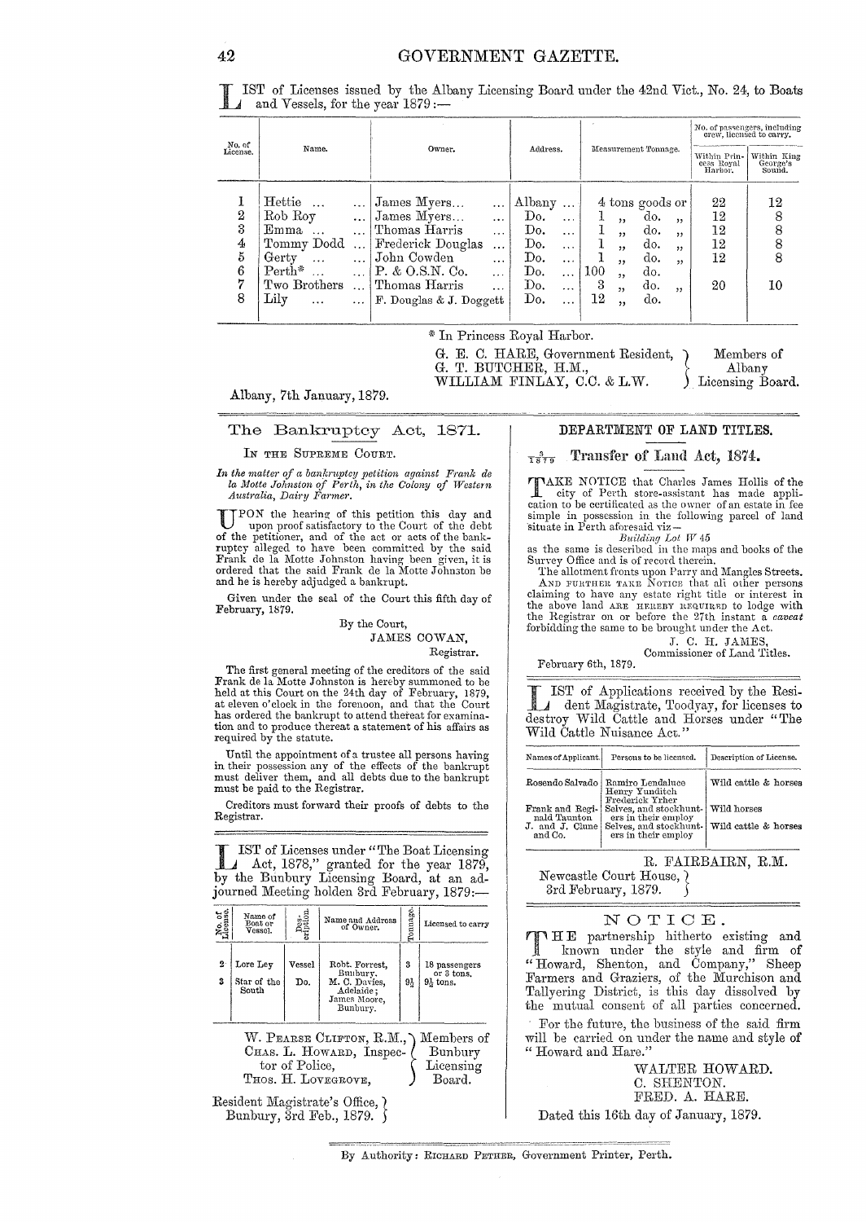LIST of Licenses issued by the Albany Licensing Board under the 42nd Vict., No. 24, to Boats and Vessels, for the year 1879:—

| No. of License. | Name. | Owner. | Address. | Measurement Tonnage. | No. of passengers, including crew, licensed to carry. Within Princess Royal Harbor. | Within King George's Sound. |
|---|---|---|---|---|---|---|
| 1 | Hettie ... | James Myers... | Albany ... | 4 tons goods or | 22 | 12 |
| 2 | Rob Roy | James Myers... | Do. | 1 ,, do. ,, | 12 | 8 |
| 3 | Emma ... | Thomas Harris | Do. | 1 ,, do. ,, | 12 | 8 |
| 4 | Tommy Dodd ... | Frederick Douglas ... | Do. | 1 ,, do. ,, | 12 | 8 |
| 5 | Gerty ... | John Cowden | Do. | 1 ,, do. ,, | 12 | 8 |
| 6 | Perth* ... | P. & O.S.N. Co. | Do. | 100 ,, do. | | |
| 7 | Two Brothers ... | Thomas Harris | Do. | 3 ,, do. ,, | 20 | 10 |
| 8 | Lily ... | F. Douglas & J. Doggett | Do. | 12 ,, do. | | |

\* In Princess Royal Harbor.

G. E. C. HARE, Government Resident,
G. T. BUTCHER, H.M.,
WILLIAM FINLAY, C.C. & L.W.
} Members of Albany Licensing Board.

Albany, 7th January, 1879.

---

## The Bankruptcy Act, 1871.

IN THE SUPREME COURT.

*In the matter of a bankruptcy petition against Frank de la Motte Johnston of Perth, in the Colony of Western Australia, Dairy Farmer.*

UPON the hearing of this petition this day and upon proof satisfactory to the Court of the debt of the petitioner, and of the act or acts of the bankruptcy alleged to have been committed by the said Frank de la Motte Johnston having been given, it is ordered that the said Frank de la Motte Johnston be and he is hereby adjudged a bankrupt.

Given under the seal of the Court this fifth day of February, 1879.

By the Court,
JAMES COWAN,
Registrar.

The first general meeting of the creditors of the said Frank de la Motte Johnston is hereby summoned to be held at this Court on the 24th day of February, 1879, at eleven o'clock in the forenoon, and that the Court has ordered the bankrupt to attend thereat for examination and to produce thereat a statement of his affairs as required by the statute.

Until the appointment of a trustee all persons having in their possession any of the effects of the bankrupt must deliver them, and all debts due to the bankrupt must be paid to the Registrar.

Creditors must forward their proofs of debts to the Registrar.

---

LIST of Licenses under "The Boat Licensing Act, 1878," granted for the year 1879, by the Bunbury Licensing Board, at an adjourned Meeting holden 3rd February, 1879:—

| No. of License. | Name of Boat or Vessel. | Description. | Name and Address of Owner. | Tonnage. | Licensed to carry |
|---|---|---|---|---|---|
| 2 | Lore Ley | Vessel | Robt. Forrest, Bunbury. | 3 | 18 passengers or 3 tons. |
| 3 | Star of the South | Do. | M. C. Davies, Adelaide; James Moore, Bunbury. | 9½ | 9½ tons. |

W. PEARSE CLIFTON, R.M.,
CHAS. L. HOWARD, Inspector of Police,
THOS. H. LOVEGROVE,
} Members of Bunbury Licensing Board.

Resident Magistrate's Office, Bunbury, 3rd Feb., 1879.

---

## DEPARTMENT OF LAND TITLES.

3/1879 **Transfer of Land Act, 1874.**

TAKE NOTICE that Charles James Hollis of the city of Perth store-assistant has made application to be certificated as the owner of an estate in fee simple in possession in the following parcel of land situate in Perth aforesaid viz—

*Building Lot W 45*

as the same is described in the maps and books of the Survey Office and is of record therein.

The allotment fronts upon Parry and Mangles Streets.

AND FURTHER TAKE NOTICE that all other persons claiming to have any estate right title or interest in the above land ARE HEREBY REQUIRED to lodge with the Registrar on or before the 27th instant a *caveat* forbidding the same to be brought under the Act.

J. C. H. JAMES,
Commissioner of Land Titles.

February 6th, 1879.

---

LIST of Applications received by the Resident Magistrate, Toodyay, for licenses to destroy Wild Cattle and Horses under "The Wild Cattle Nuisance Act."

| Names of Applicant. | Persons to be licensed. | Description of License. |
|---|---|---|
| Rosendo Salvado | Ramiro Lendaluce, Henry Yunditch, Frederick Yrher | Wild cattle & horses |
| Frank and Reginald Taunton | Selves, and stockhunters in their employ | Wild horses |
| J. and J. Clune and Co. | Selves, and stockhunters in their employ | Wild cattle & horses |

R. FAIRBAIRN, R.M.

Newcastle Court House, 3rd February, 1879.

---

## NOTICE.

THE partnership hitherto existing and known under the style and firm of "Howard, Shenton, and Company," Sheep Farmers and Graziers, of the Murchison and Tallyering District, is this day dissolved by the mutual consent of all parties concerned.

For the future, the business of the said firm will be carried on under the name and style of "Howard and Hare."

WALTER HOWARD.
C. SHENTON.
FRED. A. HARE.

Dated this 16th day of January, 1879.

---

By Authority: RICHARD PETHER, Government Printer, Perth.